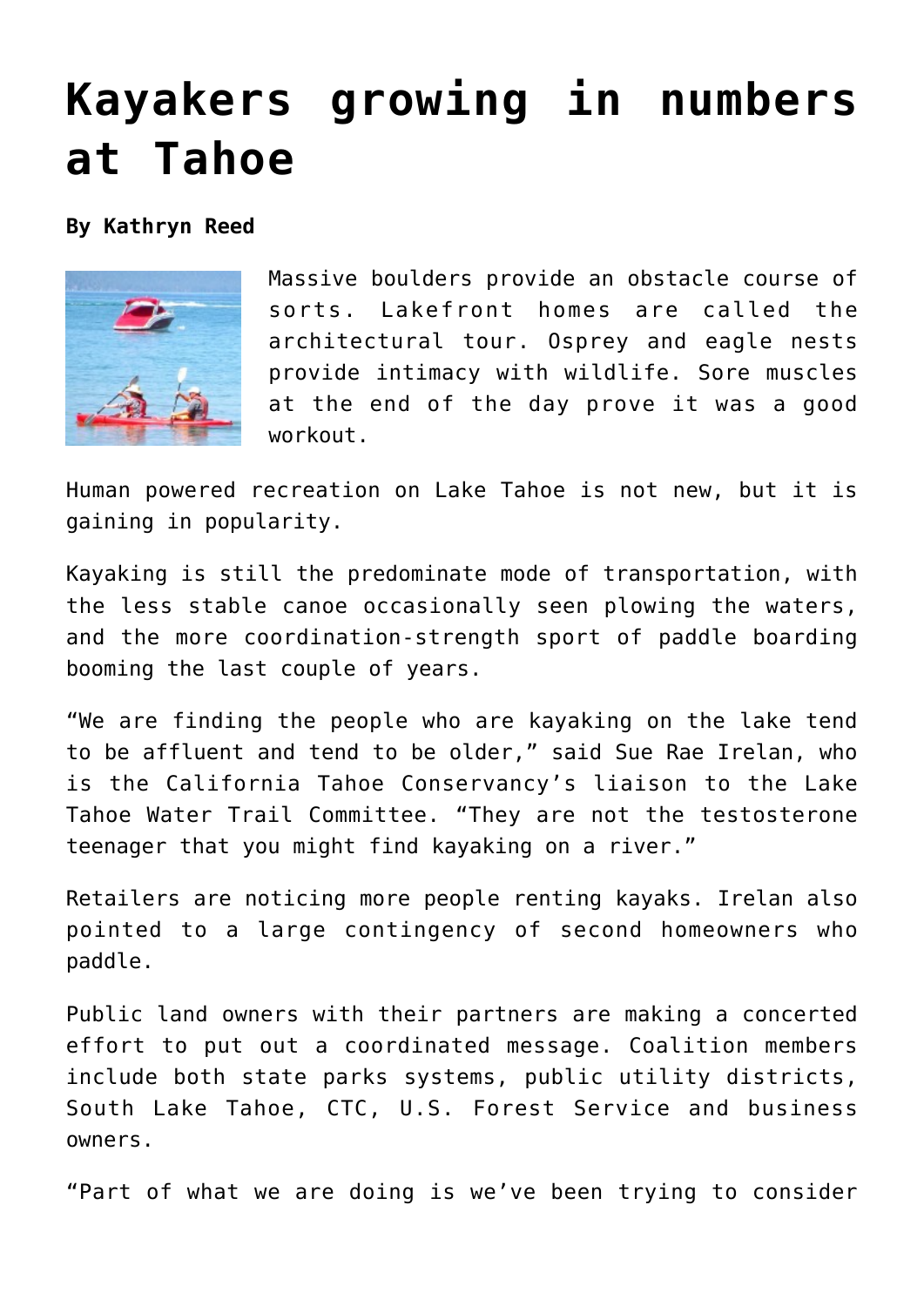# Kayakers growing in numbers at Tahoe

**By Kathryn Reed**

Massive boulders provide an obstacle course of sorts. Lakefront homes are called the architectural tour. Osprey and eagle nests provide intimacy with wildlife. Sore muscles at the end of the day prove it was a good workout.

Human powered recreation on Lake Tahoe is not new, but it is gaining in popularity.

Kayaking is still the predominate mode of transportation, with the less stable canoe occasionally seen plowing the waters, and the more coordination-strength sport of paddle boarding booming the last couple of years.

"We are finding the people who are kayaking on the lake tend to be affluent and tend to be older," said Sue Rae Irelan, who is the California Tahoe Conservancy's liaison to the Lake Tahoe Water Trail Committee. "They are not the testosterone teenager that you might find kayaking on a river."

Retailers are noticing more people renting kayaks. Irelan also pointed to a large contingency of second homeowners who paddle.

Public land owners with their partners are making a concerted effort to put out a coordinated message. Coalition members include both state parks systems, public utility districts, South Lake Tahoe, CTC, U.S. Forest Service and business owners.

"Part of what we are doing is we've been trying to consider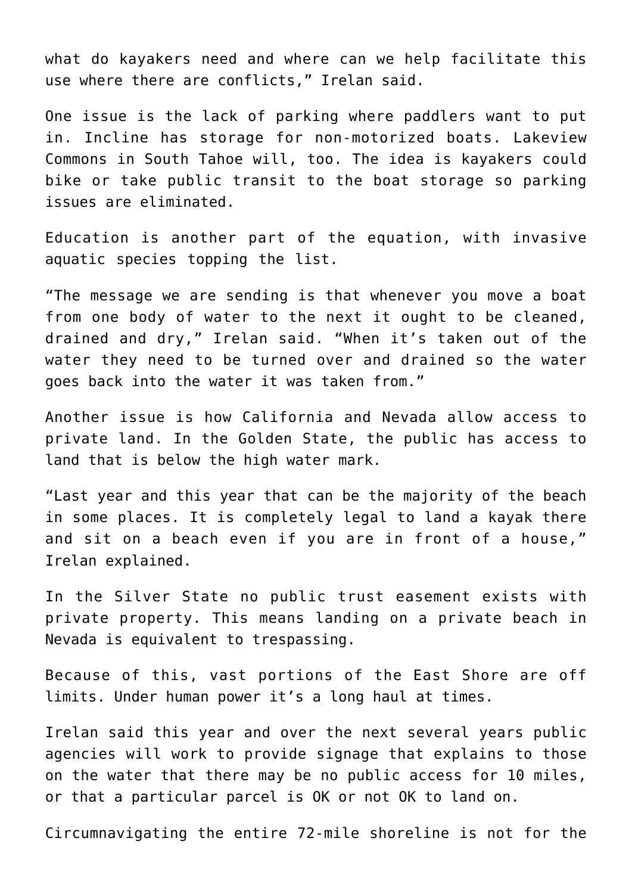what do kayakers need and where can we help facilitate this use where there are conflicts," Irelan said.

One issue is the lack of parking where paddlers want to put in. Incline has storage for non-motorized boats. Lakeview Commons in South Tahoe will, too. The idea is kayakers could bike or take public transit to the boat storage so parking issues are eliminated.

Education is another part of the equation, with invasive aquatic species topping the list.

"The message we are sending is that whenever you move a boat from one body of water to the next it ought to be cleaned, drained and dry," Irelan said. "When it's taken out of the water they need to be turned over and drained so the water goes back into the water it was taken from."

Another issue is how California and Nevada allow access to private land. In the Golden State, the public has access to land that is below the high water mark.

"Last year and this year that can be the majority of the beach in some places. It is completely legal to land a kayak there and sit on a beach even if you are in front of a house," Irelan explained.

In the Silver State no public trust easement exists with private property. This means landing on a private beach in Nevada is equivalent to trespassing.

Because of this, vast portions of the East Shore are off limits. Under human power it's a long haul at times.

Irelan said this year and over the next several years public agencies will work to provide signage that explains to those on the water that there may be no public access for 10 miles, or that a particular parcel is OK or not OK to land on.

Circumnavigating the entire 72-mile shoreline is not for the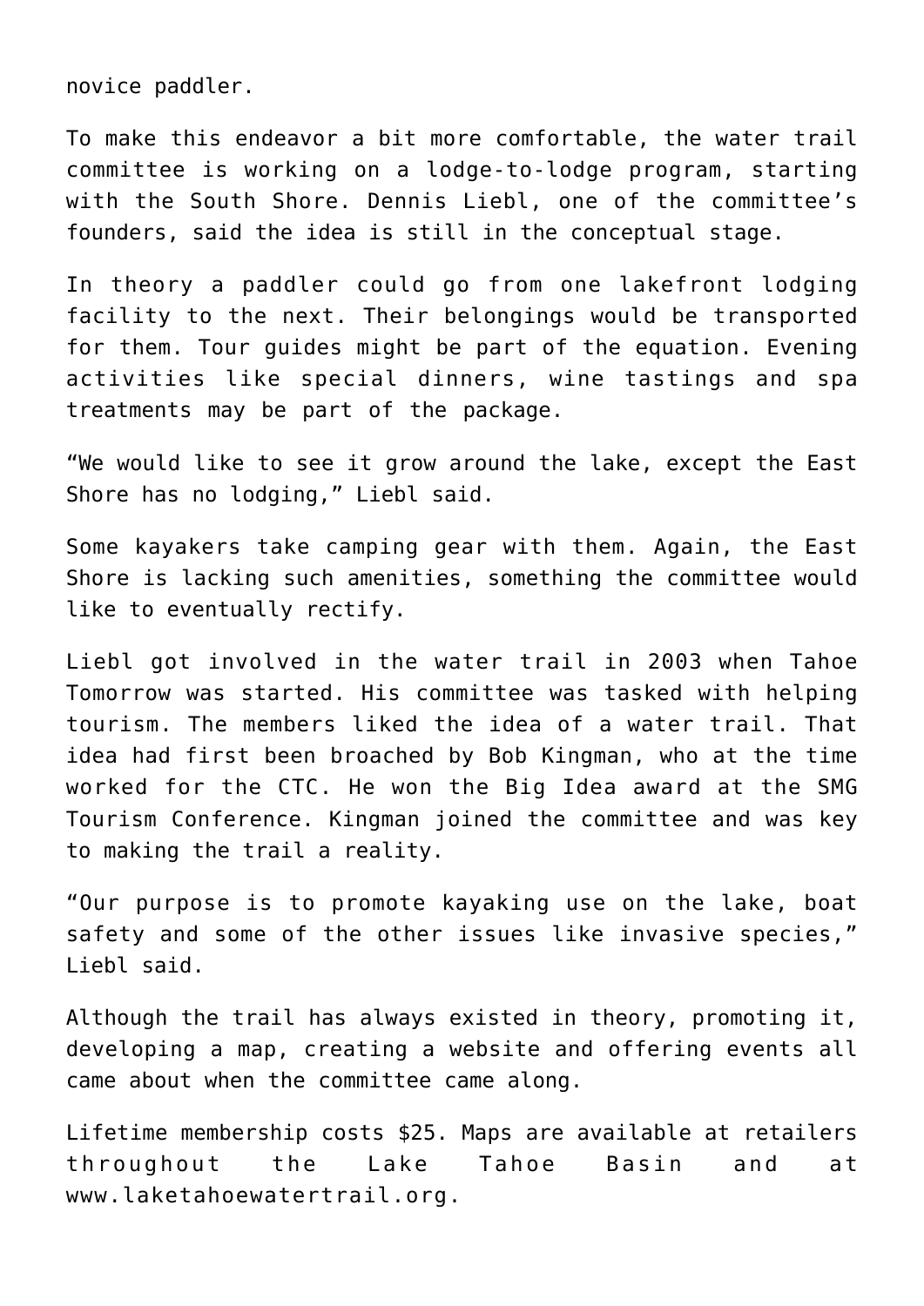novice paddler.

To make this endeavor a bit more comfortable, the water trail committee is working on a lodge-to-lodge program, starting with the South Shore. Dennis Liebl, one of the committee's founders, said the idea is still in the conceptual stage.

In theory a paddler could go from one lakefront lodging facility to the next. Their belongings would be transported for them. Tour guides might be part of the equation. Evening activities like special dinners, wine tastings and spa treatments may be part of the package.

"We would like to see it grow around the lake, except the East Shore has no lodging," Liebl said.

Some kayakers take camping gear with them. Again, the East Shore is lacking such amenities, something the committee would like to eventually rectify.

Liebl got involved in the water trail in 2003 when Tahoe Tomorrow was started. His committee was tasked with helping tourism. The members liked the idea of a water trail. That idea had first been broached by Bob Kingman, who at the time worked for the CTC. He won the Big Idea award at the SMG Tourism Conference. Kingman joined the committee and was key to making the trail a reality.

"Our purpose is to promote kayaking use on the lake, boat safety and some of the other issues like invasive species," Liebl said.

Although the trail has always existed in theory, promoting it, developing a map, creating a website and offering events all came about when the committee came along.

Lifetime membership costs $25. Maps are available at retailers throughout the Lake Tahoe Basin and at www.laketahoewatertrail.org.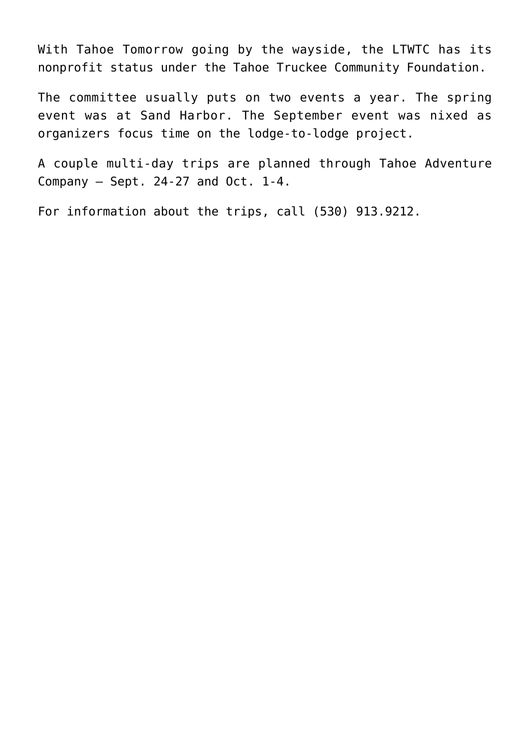With Tahoe Tomorrow going by the wayside, the LTWTC has its nonprofit status under the Tahoe Truckee Community Foundation.

The committee usually puts on two events a year. The spring event was at Sand Harbor. The September event was nixed as organizers focus time on the lodge-to-lodge project.

A couple multi-day trips are planned through Tahoe Adventure Company – Sept. 24-27 and Oct. 1-4.

For information about the trips, call (530) 913.9212.